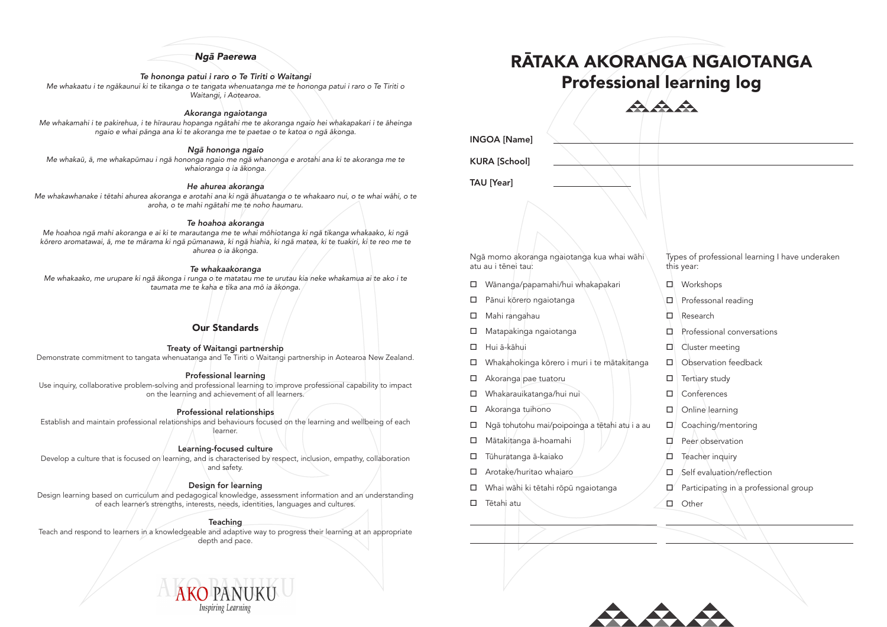### *Ngā Paerewa*

*Te hononga patui i raro o Te Tiriti o Waitangi*

*Me whakaatu i te ngākaunui ki te tikanga o te tangata whenuatanga me te hononga patui i raro o Te Tiriti o Waitangi, i Aotearoa.*

*Akoranga ngaiotanga*

*Me whakamahi i te pakirehua, i te hīraurau hopanga ngātahi me te akoranga ngaio hei whakapakari i te āheinga ngaio e whai pānga ana ki te akoranga me te paetae o te katoa o ngā ākonga.*

*Ngā hononga ngaio*

*Me whakaū, ā, me whakapūmau i ngā hononga ngaio me ngā whanonga e arotahi ana ki te akoranga me te whaioranga o ia ākonga.*

*He ahurea akoranga*

*Me whakawhanake i tētahi ahurea akoranga e arotahi ana ki ngā āhuatanga o te whakaaro nui, o te whai wāhi, o te aroha, o te mahi ngātahi me te noho haumaru.*

*Te hoahoa akoranga*

*Me hoahoa ngā mahi akoranga e ai ki te marautanga me te whai mōhiotanga ki ngā tikanga whakaako, ki ngā kōrero aromatawai, ā, me te mārama ki ngā pūmanawa, ki ngā hiahia, ki ngā matea, ki te tuakiri, ki te reo me te ahurea o ia ākonga.*

*Te whakaakoranga*

*Me whakaako, me urupare ki ngā ākonga i runga o te matatau me te urutau kia neke whakamua ai te ako i te taumata me te kaha e tika ana mō ia ākonga.*

### Our Standards

**Treaty of Waitangi partnership**

Demonstrate commitment to tangata whenuatanga and Te Tiriti o Waitangi partnership in Aotearoa New Zealand.

**Professional learning**

Use inquiry, collaborative problem-solving and professional learning to improve professional capability to impact on the learning and achievement of all learners.

**Professional relationships**

Establish and maintain professional relationships and behaviours focused on the learning and wellbeing of each learner.

**Learning-focused culture**

Develop a culture that is focused on learning, and is characterised by respect, inclusion, empathy, collaboration and safety.

**Design for learning**

Design learning based on curriculum and pedagogical knowledge, assessment information and an understanding of each learner's strengths, interests, needs, identities, languages and cultures.

**Teaching**

Teach and respond to learners in a knowledgeable and adaptive way to progress their learning at an appropriate depth and pace.

AKO PANUKU
*Inspiring Learning*

# RĀTAKA AKORANGA NGAIOTANGA
# Professional learning log

INGOA [Name] ______________________________

KURA [School] ______________________________

TAU [Year] ____________

Ngā momo akoranga ngaiotanga kua whai wāhi atu au i tēnei tau:

- ☐ Wānanga/papamahi/hui whakapakari
- ☐ Pānui kōrero ngaiotanga
- ☐ Mahi rangahau
- ☐ Matapakinga ngaiotanga
- ☐ Hui ā-kāhui
- ☐ Whakahokinga kōrero i muri i te mātakitanga
- ☐ Akoranga pae tuatoru
- ☐ Whakarauikatanga/hui nui
- ☐ Akoranga tuihono
- ☐ Ngā tohutohu mai/poipoinga a tētahi atu i a au
- ☐ Mātakitanga ā-hoamahi
- ☐ Tūhuratanga ā-kaiako
- ☐ Arotake/huritao whaiaro
- ☐ Whai wāhi ki tētahi rōpū ngaiotanga
- ☐ Tētahi atu

______________________________

______________________________

Types of professional learning I have underaken this year:

- ☐ Workshops
- ☐ Professonal reading
- ☐ Research
- ☐ Professional conversations
- ☐ Cluster meeting
- ☐ Observation feedback
- ☐ Tertiary study
- ☐ Conferences
- ☐ Online learning
- ☐ Coaching/mentoring
- ☐ Peer observation
- ☐ Teacher inquiry
- ☐ Self evaluation/reflection
- ☐ Participating in a professional group
- ☐ Other

______________________________

______________________________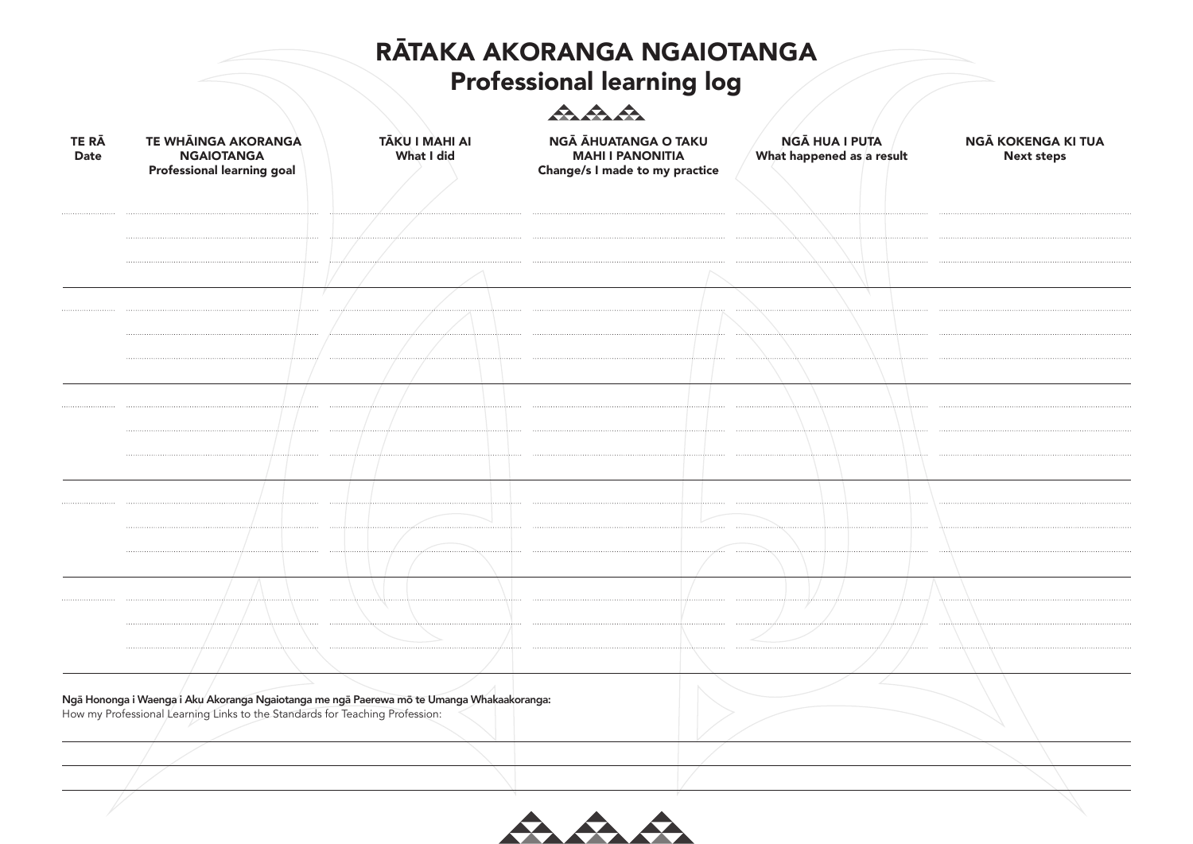# RĀTAKA AKORANGA NGAIOTANGA
## Professional learning log

| TE RĀ Date | TE WHĀINGA AKORANGA NGAIOTANGA Professional learning goal | TĀKU I MAHI AI What I did | NGĀ ĀHUATANGA O TAKU MAHI I PANONITIA Change/s I made to my practice | NGĀ HUA I PUTA What happened as a result | NGĀ KOKENGA KI TUA Next steps |
|---|---|---|---|---|---|
| | | | | | |
| | | | | | |
| | | | | | |
| | | | | | |
| | | | | | |

**Ngā Hononga i Waenga i Aku Akoranga Ngaiotanga me ngā Paerewa mō te Umanga Whakaakoranga:**
How my Professional Learning Links to the Standards for Teaching Profession: